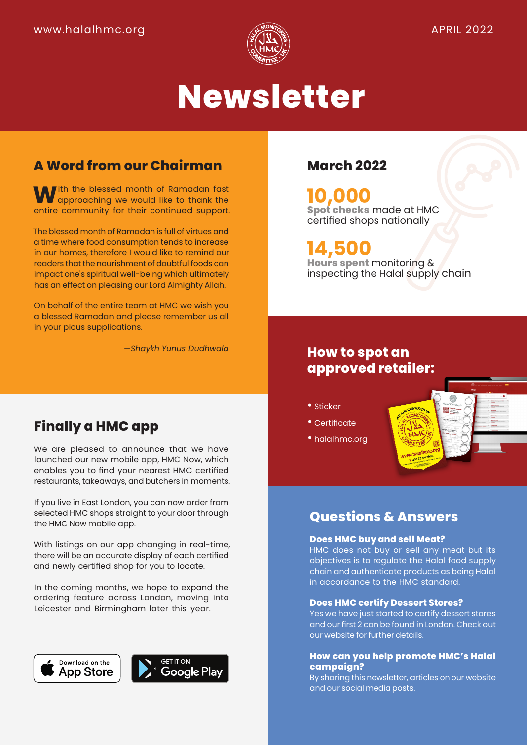www.halalhmc.org

APRIL 2022

# Newsletter

## A Word from our Chairman

With the blessed month of Ramadan fast approaching we would like to thank the entire community for their continued support.

The blessed month of Ramadan is full of virtues and a time where food consumption tends to increase in our homes, therefore I would like to remind our readers that the nourishment of doubtful foods can impact one's spiritual well-being which ultimately has an effect on pleasing our Lord Almighty Allah.

On behalf of the entire team at HMC we wish you a blessed Ramadan and please remember us all in your pious supplications.

*—Shaykh Yunus Dudhwala*

## March 2022

**10,000**
**Spot checks** made at HMC certified shops nationally

**14,500**
**Hours spent** monitoring & inspecting the Halal supply chain

## Finally a HMC app

We are pleased to announce that we have launched our new mobile app, HMC Now, which enables you to find your nearest HMC certified restaurants, takeaways, and butchers in moments.

If you live in East London, you can now order from selected HMC shops straight to your door through the HMC Now mobile app.

With listings on our app changing in real-time, there will be an accurate display of each certified and newly certified shop for you to locate.

In the coming months, we hope to expand the ordering feature across London, moving into Leicester and Birmingham later this year.

Download on the App Store | GET IT ON Google Play

## How to spot an approved retailer:

- Sticker
- Certificate
- halalhmc.org

## Questions & Answers

**Does HMC buy and sell Meat?**
HMC does not buy or sell any meat but its objectives is to regulate the Halal food supply chain and authenticate products as being Halal in accordance to the HMC standard.

**Does HMC certify Dessert Stores?**
Yes we have just started to certify dessert stores and our first 2 can be found in London. Check out our website for further details.

**How can you help promote HMC's Halal campaign?**
By sharing this newsletter, articles on our website and our social media posts.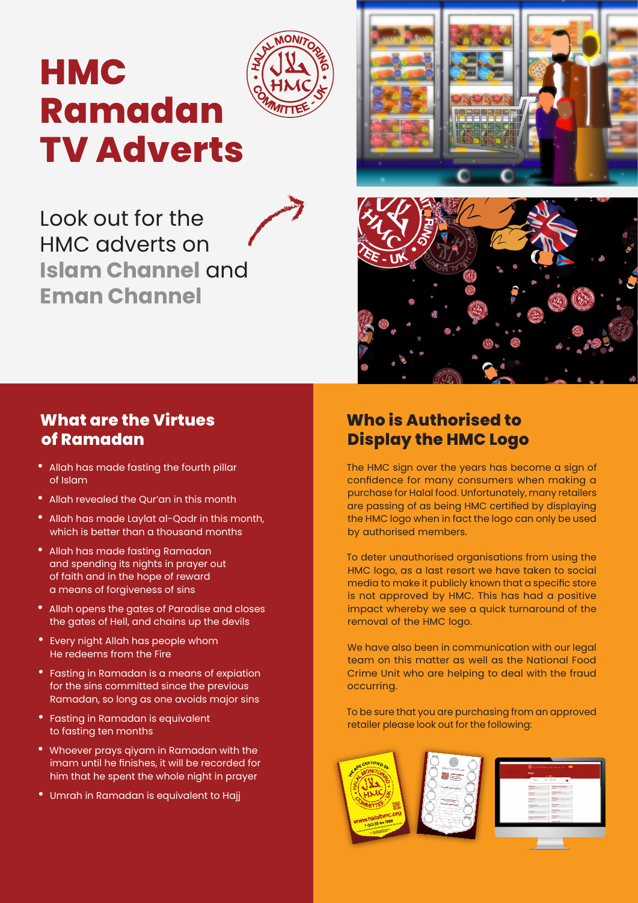# HMC Ramadan TV Adverts

Look out for the HMC adverts on **Islam Channel** and **Eman Channel**

## What are the Virtues of Ramadan

- Allah has made fasting the fourth pillar of Islam
- Allah revealed the Qur'an in this month
- Allah has made Laylat al-Qadr in this month, which is better than a thousand months
- Allah has made fasting Ramadan and spending its nights in prayer out of faith and in the hope of reward a means of forgiveness of sins
- Allah opens the gates of Paradise and closes the gates of Hell, and chains up the devils
- Every night Allah has people whom He redeems from the Fire
- Fasting in Ramadan is a means of expiation for the sins committed since the previous Ramadan, so long as one avoids major sins
- Fasting in Ramadan is equivalent to fasting ten months
- Whoever prays qiyam in Ramadan with the imam until he finishes, it will be recorded for him that he spent the whole night in prayer
- Umrah in Ramadan is equivalent to Hajj

## Who is Authorised to Display the HMC Logo

The HMC sign over the years has become a sign of confidence for many consumers when making a purchase for Halal food. Unfortunately, many retailers are passing of as being HMC certified by displaying the HMC logo when in fact the logo can only be used by authorised members.

To deter unauthorised organisations from using the HMC logo, as a last resort we have taken to social media to make it publicly known that a specific store is not approved by HMC. This has had a positive impact whereby we see a quick turnaround of the removal of the HMC logo.

We have also been in communication with our legal team on this matter as well as the National Food Crime Unit who are helping to deal with the fraud occurring.

To be sure that you are purchasing from an approved retailer please look out for the following: